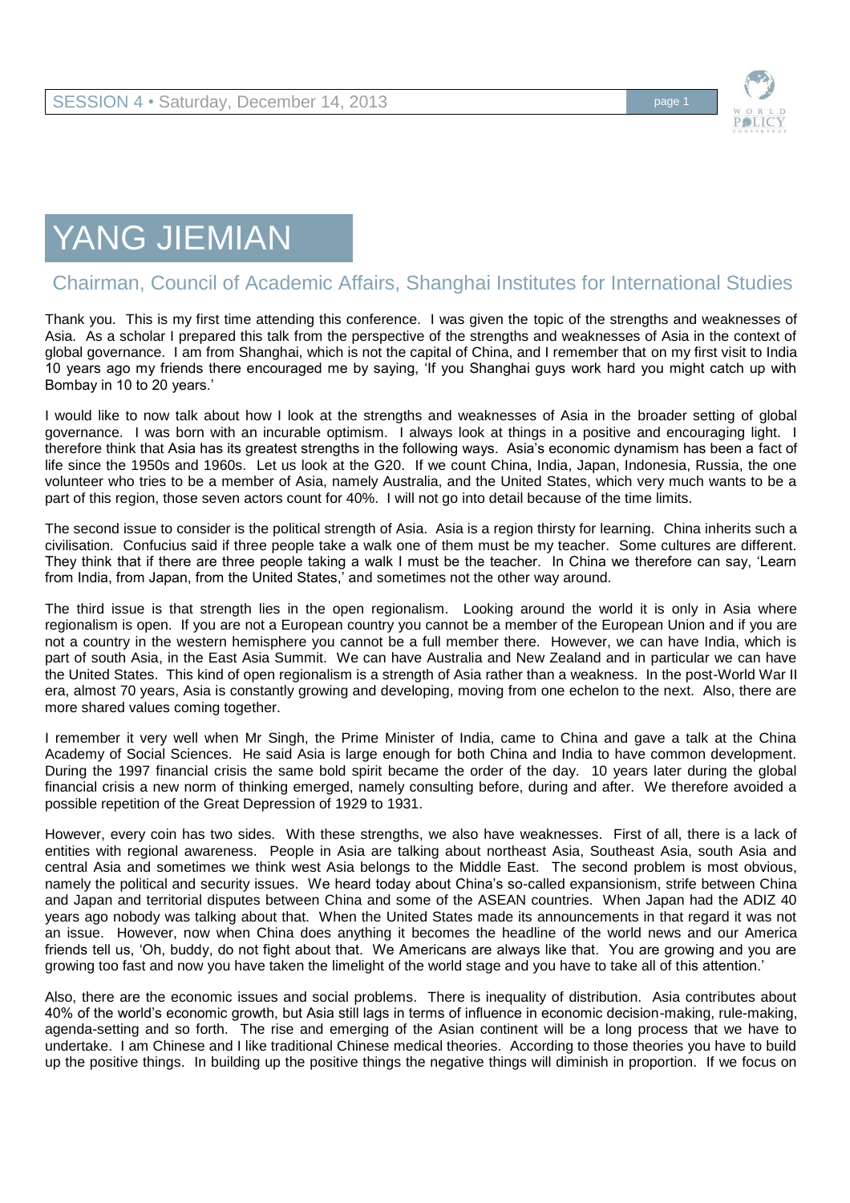# YANG JIEMIAN

## Chairman, Council of Academic Affairs, Shanghai Institutes for International Studies

Thank you. This is my first time attending this conference. I was given the topic of the strengths and weaknesses of Asia. As a scholar I prepared this talk from the perspective of the strengths and weaknesses of Asia in the context of global governance. I am from Shanghai, which is not the capital of China, and I remember that on my first visit to India 10 years ago my friends there encouraged me by saying, 'If you Shanghai guys work hard you might catch up with Bombay in 10 to 20 years.'

I would like to now talk about how I look at the strengths and weaknesses of Asia in the broader setting of global governance. I was born with an incurable optimism. I always look at things in a positive and encouraging light. I therefore think that Asia has its greatest strengths in the following ways. Asia's economic dynamism has been a fact of life since the 1950s and 1960s. Let us look at the G20. If we count China, India, Japan, Indonesia, Russia, the one volunteer who tries to be a member of Asia, namely Australia, and the United States, which very much wants to be a part of this region, those seven actors count for 40%. I will not go into detail because of the time limits.

The second issue to consider is the political strength of Asia. Asia is a region thirsty for learning. China inherits such a civilisation. Confucius said if three people take a walk one of them must be my teacher. Some cultures are different. They think that if there are three people taking a walk I must be the teacher. In China we therefore can say, 'Learn from India, from Japan, from the United States,' and sometimes not the other way around.

The third issue is that strength lies in the open regionalism. Looking around the world it is only in Asia where regionalism is open. If you are not a European country you cannot be a member of the European Union and if you are not a country in the western hemisphere you cannot be a full member there. However, we can have India, which is part of south Asia, in the East Asia Summit. We can have Australia and New Zealand and in particular we can have the United States. This kind of open regionalism is a strength of Asia rather than a weakness. In the post-World War II era, almost 70 years, Asia is constantly growing and developing, moving from one echelon to the next. Also, there are more shared values coming together.

I remember it very well when Mr Singh, the Prime Minister of India, came to China and gave a talk at the China Academy of Social Sciences. He said Asia is large enough for both China and India to have common development. During the 1997 financial crisis the same bold spirit became the order of the day. 10 years later during the global financial crisis a new norm of thinking emerged, namely consulting before, during and after. We therefore avoided a possible repetition of the Great Depression of 1929 to 1931.

However, every coin has two sides. With these strengths, we also have weaknesses. First of all, there is a lack of entities with regional awareness. People in Asia are talking about northeast Asia, Southeast Asia, south Asia and central Asia and sometimes we think west Asia belongs to the Middle East. The second problem is most obvious, namely the political and security issues. We heard today about China's so-called expansionism, strife between China and Japan and territorial disputes between China and some of the ASEAN countries. When Japan had the ADIZ 40 years ago nobody was talking about that. When the United States made its announcements in that regard it was not an issue. However, now when China does anything it becomes the headline of the world news and our America friends tell us, 'Oh, buddy, do not fight about that. We Americans are always like that. You are growing and you are growing too fast and now you have taken the limelight of the world stage and you have to take all of this attention.'

Also, there are the economic issues and social problems. There is inequality of distribution. Asia contributes about 40% of the world's economic growth, but Asia still lags in terms of influence in economic decision-making, rule-making, agenda-setting and so forth. The rise and emerging of the Asian continent will be a long process that we have to undertake. I am Chinese and I like traditional Chinese medical theories. According to those theories you have to build up the positive things. In building up the positive things the negative things will diminish in proportion. If we focus on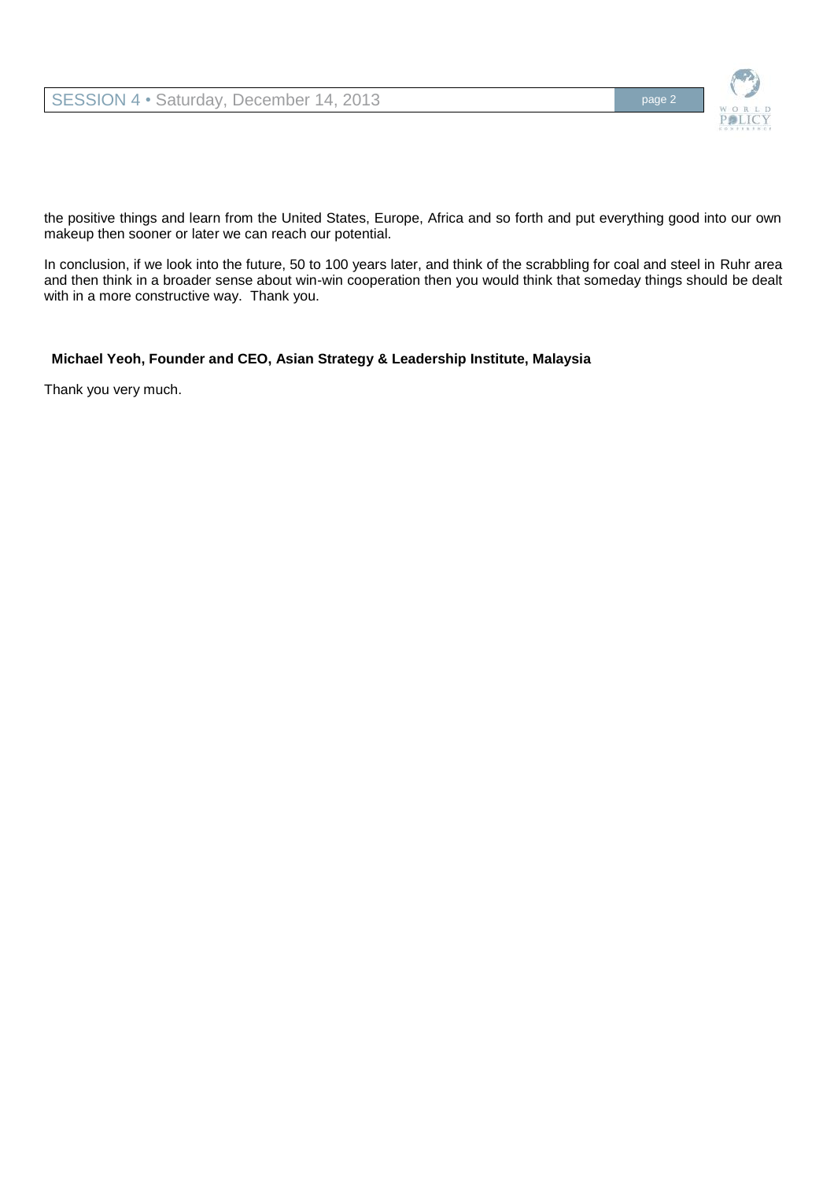the positive things and learn from the United States, Europe, Africa and so forth and put everything good into our own makeup then sooner or later we can reach our potential.

In conclusion, if we look into the future, 50 to 100 years later, and think of the scrabbling for coal and steel in Ruhr area and then think in a broader sense about win-win cooperation then you would think that someday things should be dealt with in a more constructive way.  Thank you.

**Michael Yeoh, Founder and CEO, Asian Strategy & Leadership Institute, Malaysia**

Thank you very much.